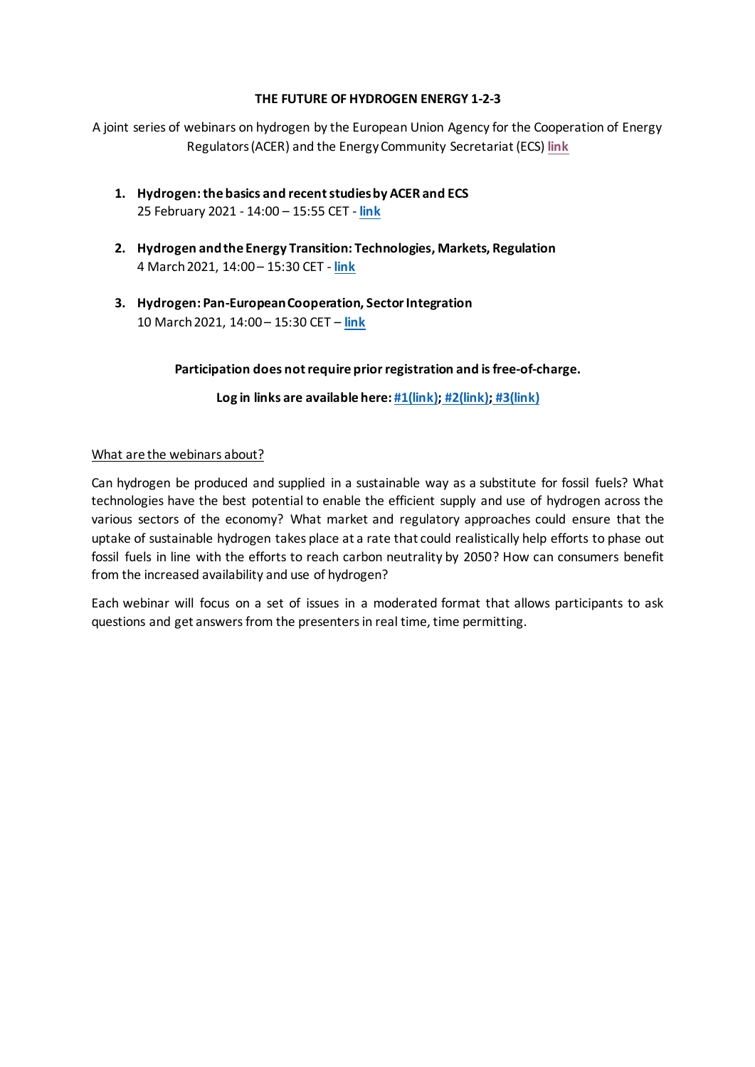**THE FUTURE OF HYDROGEN ENERGY 1-2-3**

A joint series of webinars on hydrogen by the European Union Agency for the Cooperation of Energy Regulators (ACER) and the Energy Community Secretariat (ECS) link

1. **Hydrogen: the basics and recent studies by ACER and ECS**
   25 February 2021 - 14:00 – 15:55 CET - **link**

2. **Hydrogen and the Energy Transition: Technologies, Markets, Regulation**
   4 March 2021, 14:00 – 15:30 CET - **link**

3. **Hydrogen: Pan-European Cooperation, Sector Integration**
   10 March 2021, 14:00 – 15:30 CET – **link**

**Participation does not require prior registration and is free-of-charge.**

**Log in links are available here: #1(link); #2(link); #3(link)**

What are the webinars about?

Can hydrogen be produced and supplied in a sustainable way as a substitute for fossil fuels? What technologies have the best potential to enable the efficient supply and use of hydrogen across the various sectors of the economy? What market and regulatory approaches could ensure that the uptake of sustainable hydrogen takes place at a rate that could realistically help efforts to phase out fossil fuels in line with the efforts to reach carbon neutrality by 2050? How can consumers benefit from the increased availability and use of hydrogen?

Each webinar will focus on a set of issues in a moderated format that allows participants to ask questions and get answers from the presenters in real time, time permitting.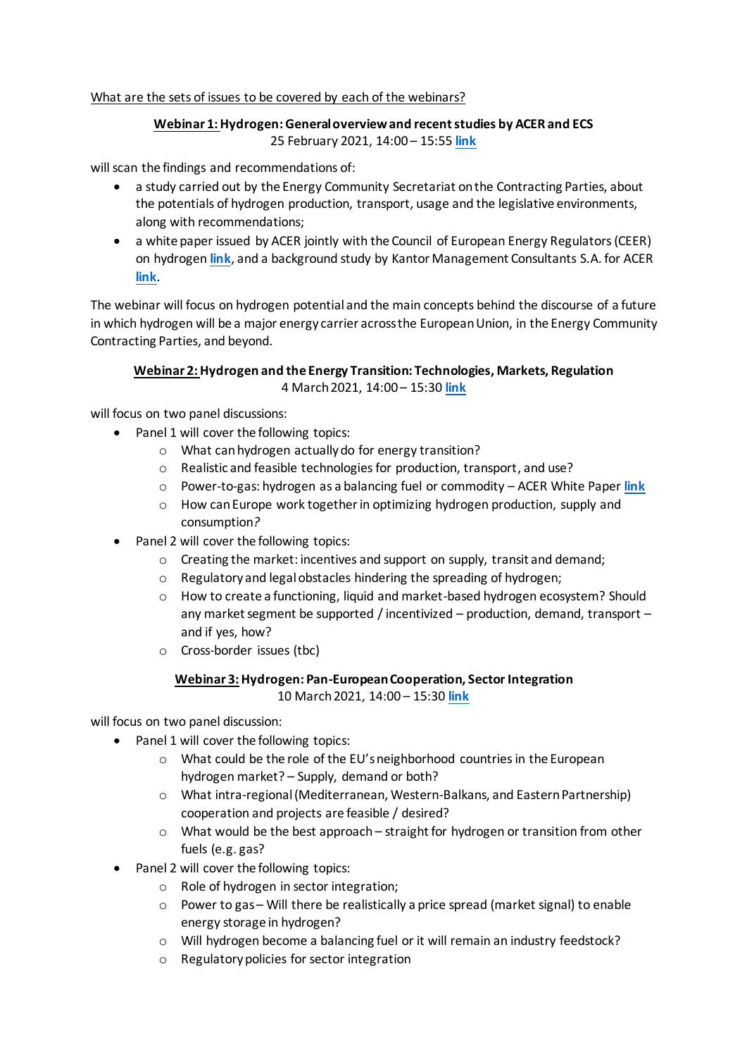What are the sets of issues to be covered by each of the webinars?

**Webinar 1: Hydrogen: General overview and recent studies by ACER and ECS**
25 February 2021, 14:00 – 15:55 **link**

will scan the findings and recommendations of:

- a study carried out by the Energy Community Secretariat on the Contracting Parties, about the potentials of hydrogen production, transport, usage and the legislative environments, along with recommendations;
- a white paper issued by ACER jointly with the Council of European Energy Regulators (CEER) on hydrogen **link**, and a background study by Kantor Management Consultants S.A. for ACER **link**.

The webinar will focus on hydrogen potential and the main concepts behind the discourse of a future in which hydrogen will be a major energy carrier across the European Union, in the Energy Community Contracting Parties, and beyond.

**Webinar 2: Hydrogen and the Energy Transition: Technologies, Markets, Regulation**
4 March 2021, 14:00 – 15:30 **link**

will focus on two panel discussions:

- Panel 1 will cover the following topics:
  - What can hydrogen actually do for energy transition?
  - Realistic and feasible technologies for production, transport, and use?
  - Power-to-gas: hydrogen as a balancing fuel or commodity – ACER White Paper **link**
  - How can Europe work together in optimizing hydrogen production, supply and consumption?
- Panel 2 will cover the following topics:
  - Creating the market: incentives and support on supply, transit and demand;
  - Regulatory and legal obstacles hindering the spreading of hydrogen;
  - How to create a functioning, liquid and market-based hydrogen ecosystem? Should any market segment be supported / incentivized – production, demand, transport – and if yes, how?
  - Cross-border issues (tbc)

**Webinar 3: Hydrogen: Pan-European Cooperation, Sector Integration**
10 March 2021, 14:00 – 15:30 **link**

will focus on two panel discussion:

- Panel 1 will cover the following topics:
  - What could be the role of the EU's neighborhood countries in the European hydrogen market? – Supply, demand or both?
  - What intra-regional (Mediterranean, Western-Balkans, and Eastern Partnership) cooperation and projects are feasible / desired?
  - What would be the best approach – straight for hydrogen or transition from other fuels (e.g. gas?
- Panel 2 will cover the following topics:
  - Role of hydrogen in sector integration;
  - Power to gas – Will there be realistically a price spread (market signal) to enable energy storage in hydrogen?
  - Will hydrogen become a balancing fuel or it will remain an industry feedstock?
  - Regulatory policies for sector integration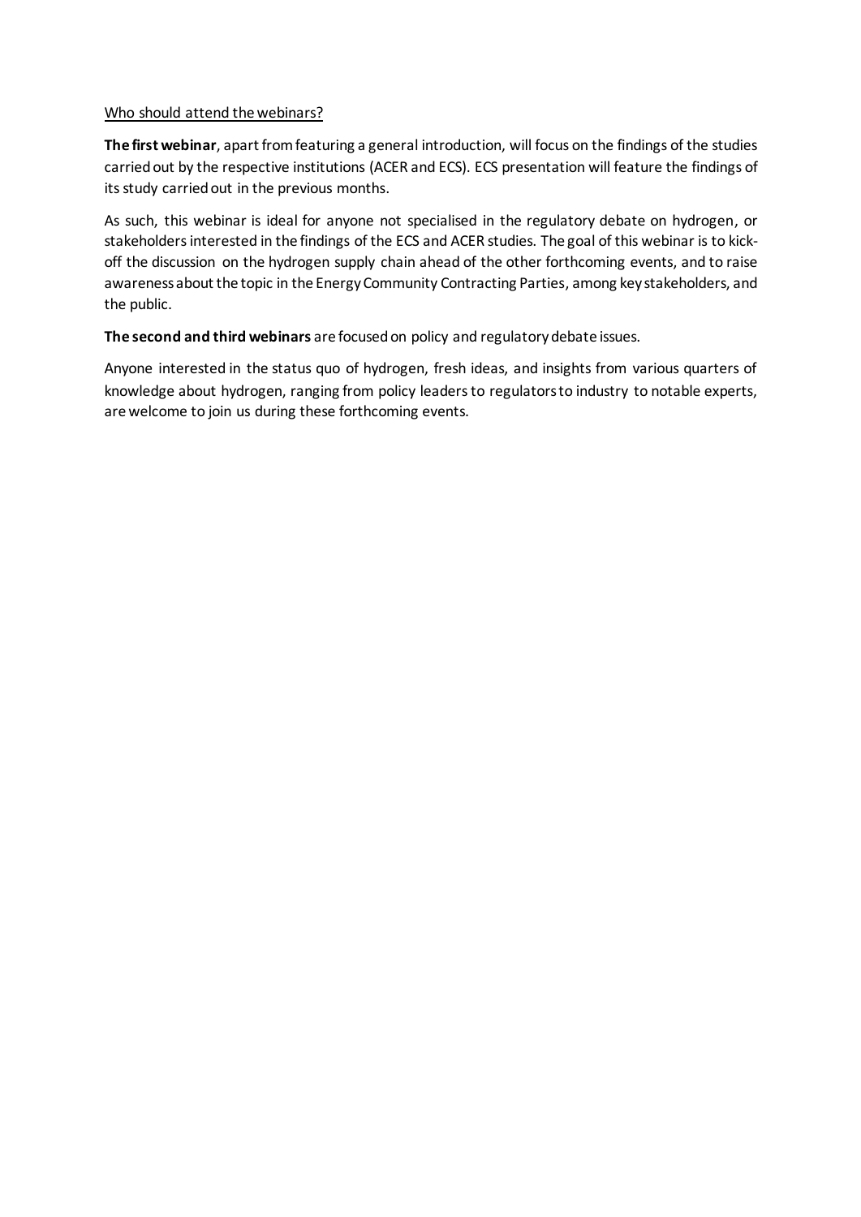Who should attend the webinars?

**The first webinar**, apart from featuring a general introduction, will focus on the findings of the studies carried out by the respective institutions (ACER and ECS). ECS presentation will feature the findings of its study carried out in the previous months.

As such, this webinar is ideal for anyone not specialised in the regulatory debate on hydrogen, or stakeholders interested in the findings of the ECS and ACER studies. The goal of this webinar is to kick-off the discussion on the hydrogen supply chain ahead of the other forthcoming events, and to raise awareness about the topic in the Energy Community Contracting Parties, among key stakeholders, and the public.

**The second and third webinars** are focused on policy and regulatory debate issues.

Anyone interested in the status quo of hydrogen, fresh ideas, and insights from various quarters of knowledge about hydrogen, ranging from policy leaders to regulators to industry to notable experts, are welcome to join us during these forthcoming events.